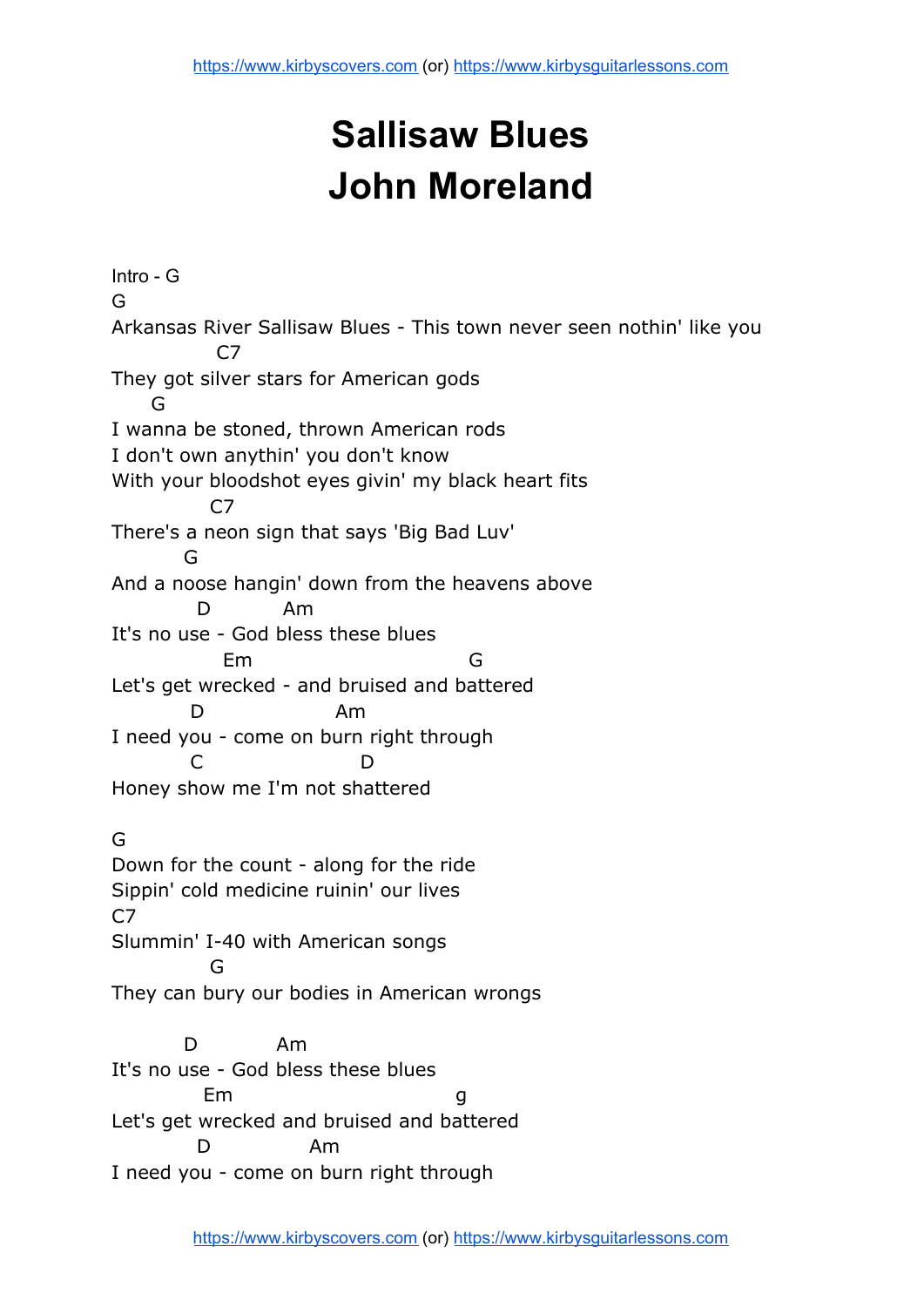# Sallisaw Blues
# John Moreland

```
Intro - G
G
Arkansas River Sallisaw Blues - This town never seen nothin' like you
                C7
They got silver stars for American gods
       G
I wanna be stoned, thrown American rods
I don't own anythin' you don't know
With your bloodshot eyes givin' my black heart fits
               C7
There's a neon sign that says 'Big Bad Luv'
           G
And a noose hangin' down from the heavens above
             D           Am
It's no use - God bless these blues
                 Em                          G
Let's get wrecked - and bruised and battered
            D                   Am
I need you - come on burn right through
            C                        D
Honey show me I'm not shattered

G
Down for the count - along for the ride
Sippin' cold medicine ruinin' our lives
C7
Slummin' I-40 with American songs
               G
They can bury our bodies in American wrongs

           D            Am
It's no use - God bless these blues
              Em                          g
Let's get wrecked and bruised and battered
             D             Am
I need you - come on burn right through
```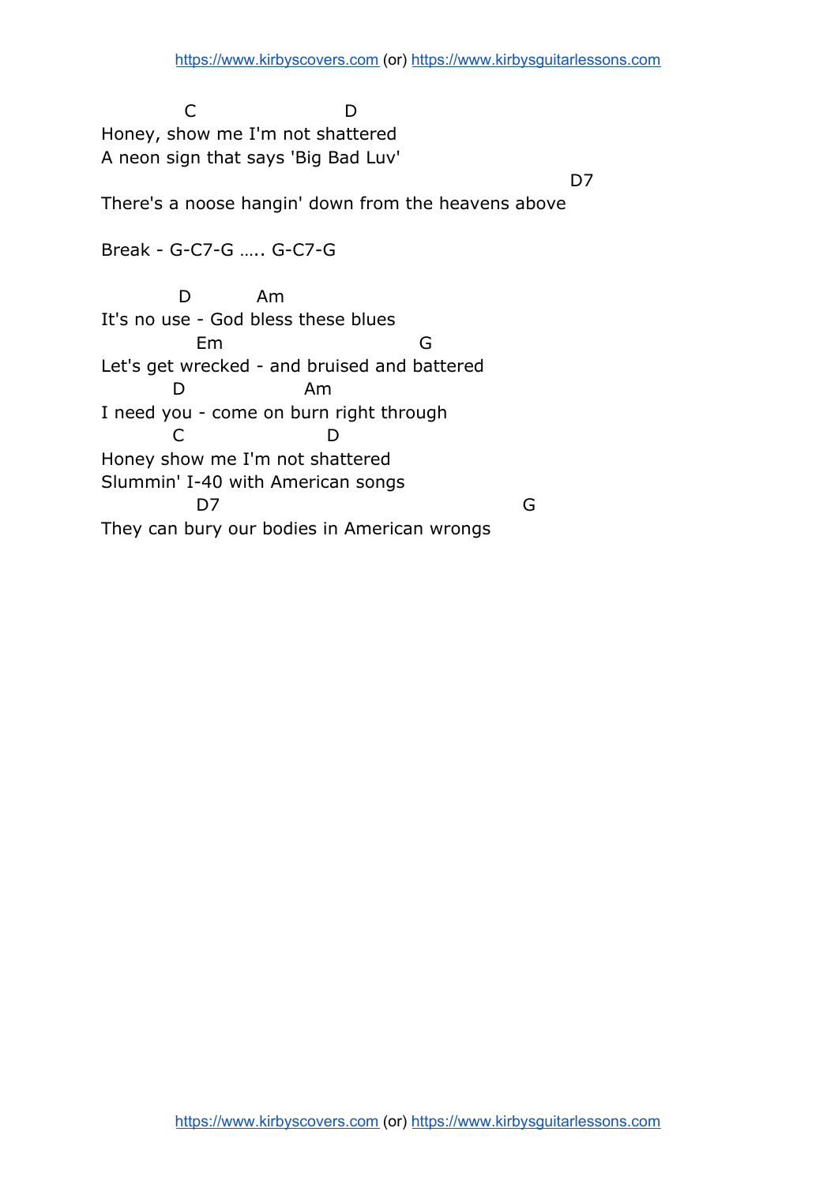```
            C                      D
Honey, show me I'm not shattered
A neon sign that says 'Big Bad Luv'
                                                                D7
There's a noose hangin' down from the heavens above

Break - G-C7-G ….. G-C7-G

            D          Am
It's no use - God bless these blues
              Em                         G
Let's get wrecked - and bruised and battered
           D                 Am
I need you - come on burn right through
           C                      D
Honey show me I'm not shattered
Slummin' I-40 with American songs
              D7                                    G
They can bury our bodies in American wrongs
```